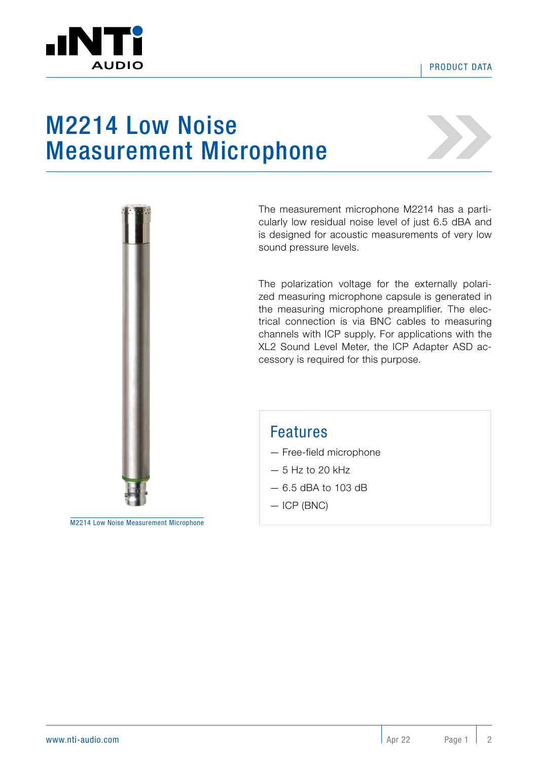# M2214 Low Noise Measurement Microphone

M2214 Low Noise Measurement Microphone

The measurement microphone M2214 has a particularly low residual noise level of just 6.5 dBA and is designed for acoustic measurements of very low sound pressure levels.

The polarization voltage for the externally polarized measuring microphone capsule is generated in the measuring microphone preamplifier. The electrical connection is via BNC cables to measuring channels with ICP supply. For applications with the XL2 Sound Level Meter, the ICP Adapter ASD accessory is required for this purpose.

## Features

- Free-field microphone
- 5 Hz to 20 kHz
- 6.5 dBA to 103 dB
- ICP (BNC)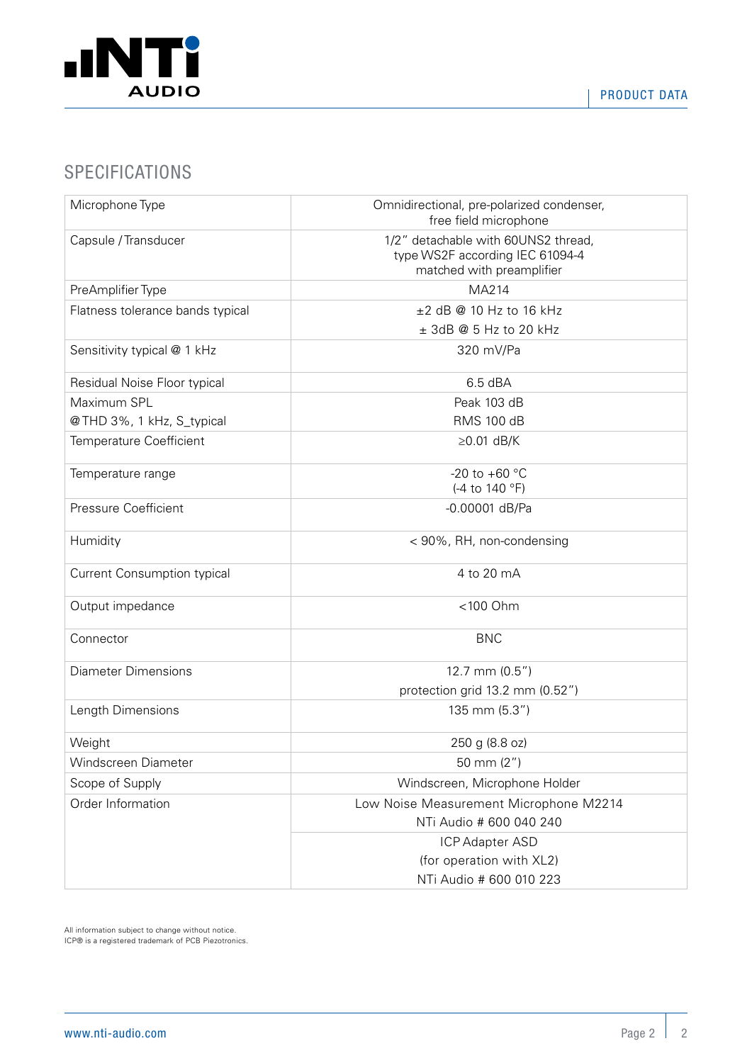## SPECIFICATIONS

| | |
|---|---|
| Microphone Type | Omnidirectional, pre-polarized condenser, free field microphone |
| Capsule / Transducer | 1/2" detachable with 60UNS2 thread, type WS2F according IEC 61094-4 matched with preamplifier |
| PreAmplifier Type | MA214 |
| Flatness tolerance bands typical | ±2 dB @ 10 Hz to 16 kHz<br>± 3dB @ 5 Hz to 20 kHz |
| Sensitivity typical @ 1 kHz | 320 mV/Pa |
| Residual Noise Floor typical | 6.5 dBA |
| Maximum SPL<br>@THD 3%, 1 kHz, S_typical | Peak 103 dB<br>RMS 100 dB |
| Temperature Coefficient | ≥0.01 dB/K |
| Temperature range | -20 to +60 °C<br>(-4 to 140 °F) |
| Pressure Coefficient | -0.00001 dB/Pa |
| Humidity | < 90%, RH, non-condensing |
| Current Consumption typical | 4 to 20 mA |
| Output impedance | <100 Ohm |
| Connector | BNC |
| Diameter Dimensions | 12.7 mm (0.5")<br>protection grid 13.2 mm (0.52") |
| Length Dimensions | 135 mm (5.3") |
| Weight | 250 g (8.8 oz) |
| Windscreen Diameter | 50 mm (2") |
| Scope of Supply | Windscreen, Microphone Holder |
| Order Information | Low Noise Measurement Microphone M2214<br>NTi Audio # 600 040 240 |
| | ICP Adapter ASD<br>(for operation with XL2)<br>NTi Audio # 600 010 223 |

All information subject to change without notice.
ICP® is a registered trademark of PCB Piezotronics.